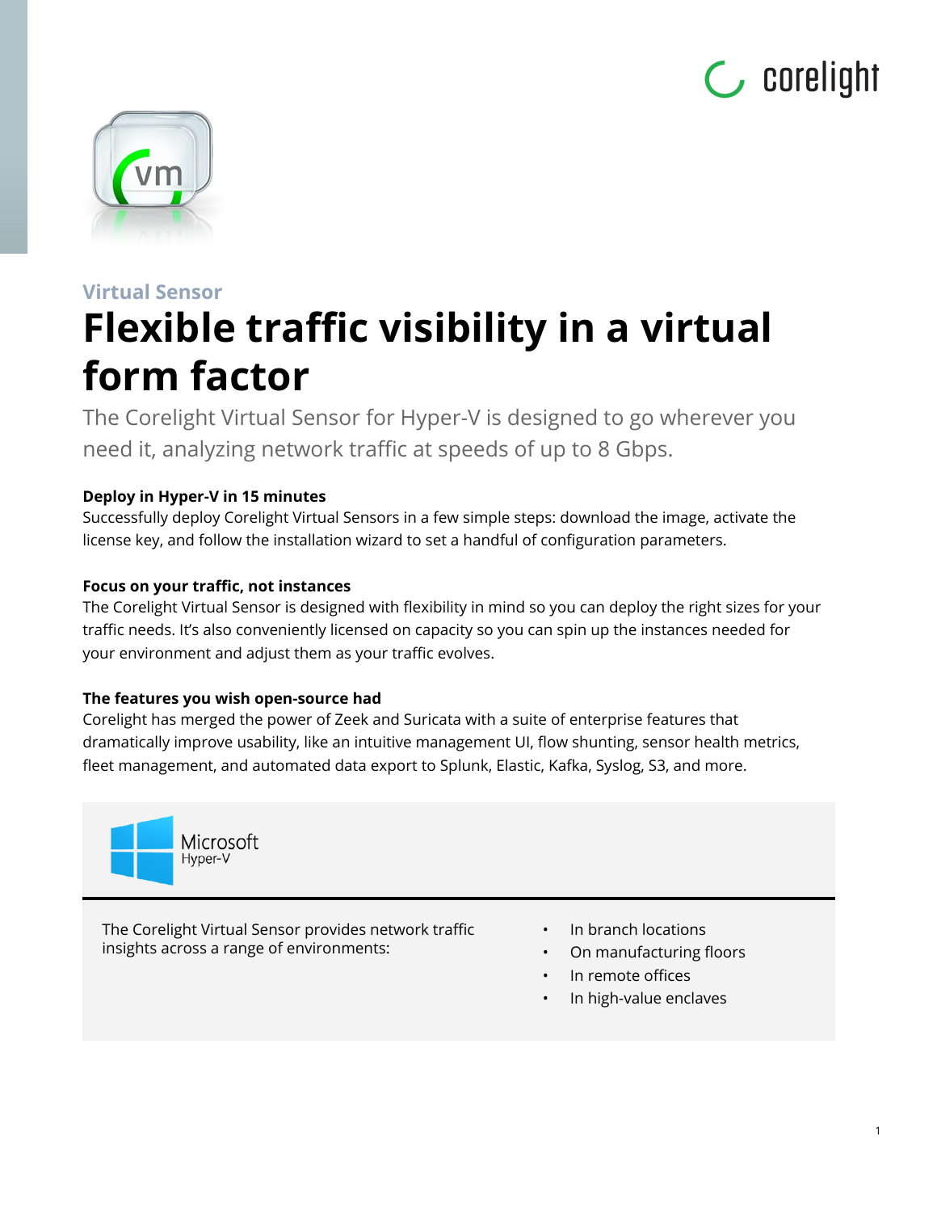Virtual Sensor

# Flexible traffic visibility in a virtual form factor

The Corelight Virtual Sensor for Hyper-V is designed to go wherever you need it, analyzing network traffic at speeds of up to 8 Gbps.

**Deploy in Hyper-V in 15 minutes**

Successfully deploy Corelight Virtual Sensors in a few simple steps: download the image, activate the license key, and follow the installation wizard to set a handful of configuration parameters.

**Focus on your traffic, not instances**

The Corelight Virtual Sensor is designed with flexibility in mind so you can deploy the right sizes for your traffic needs. It's also conveniently licensed on capacity so you can spin up the instances needed for your environment and adjust them as your traffic evolves.

**The features you wish open-source had**

Corelight has merged the power of Zeek and Suricata with a suite of enterprise features that dramatically improve usability, like an intuitive management UI, flow shunting, sensor health metrics, fleet management, and automated data export to Splunk, Elastic, Kafka, Syslog, S3, and more.

Microsoft Hyper-V

The Corelight Virtual Sensor provides network traffic insights across a range of environments:

- In branch locations
- On manufacturing floors
- In remote offices
- In high-value enclaves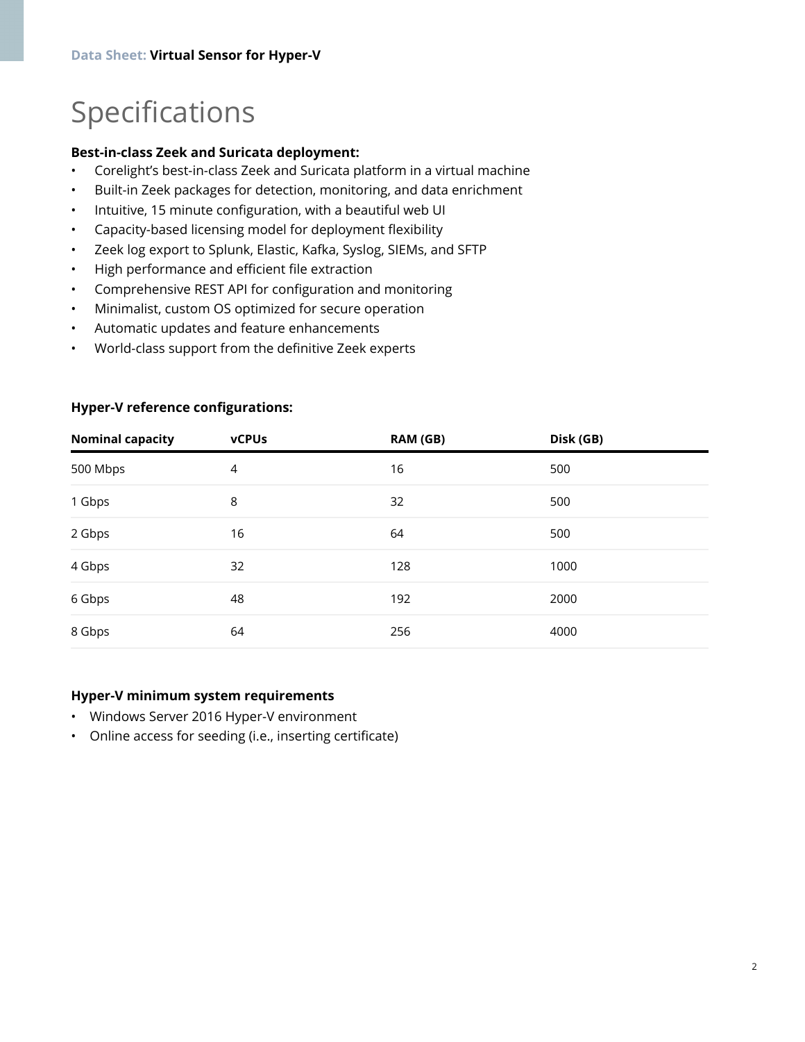# Specifications

**Best-in-class Zeek and Suricata deployment:**

- Corelight's best-in-class Zeek and Suricata platform in a virtual machine
- Built-in Zeek packages for detection, monitoring, and data enrichment
- Intuitive, 15 minute configuration, with a beautiful web UI
- Capacity-based licensing model for deployment flexibility
- Zeek log export to Splunk, Elastic, Kafka, Syslog, SIEMs, and SFTP
- High performance and efficient file extraction
- Comprehensive REST API for configuration and monitoring
- Minimalist, custom OS optimized for secure operation
- Automatic updates and feature enhancements
- World-class support from the definitive Zeek experts

**Hyper-V reference configurations:**

| Nominal capacity | vCPUs | RAM (GB) | Disk (GB) |
|---|---|---|---|
| 500 Mbps | 4 | 16 | 500 |
| 1 Gbps | 8 | 32 | 500 |
| 2 Gbps | 16 | 64 | 500 |
| 4 Gbps | 32 | 128 | 1000 |
| 6 Gbps | 48 | 192 | 2000 |
| 8 Gbps | 64 | 256 | 4000 |

**Hyper-V minimum system requirements**

- Windows Server 2016 Hyper-V environment
- Online access for seeding (i.e., inserting certificate)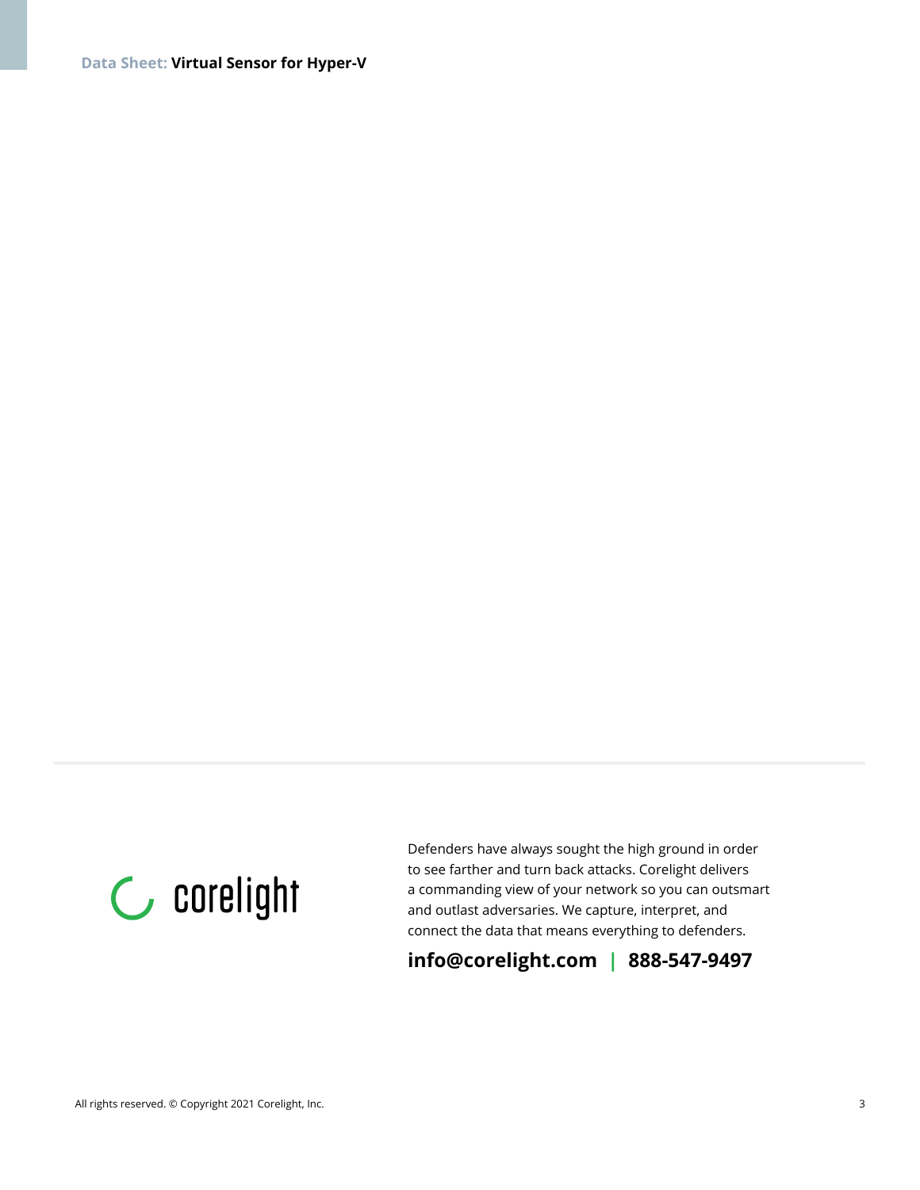corelight

Defenders have always sought the high ground in order to see farther and turn back attacks. Corelight delivers a commanding view of your network so you can outsmart and outlast adversaries. We capture, interpret, and connect the data that means everything to defenders.

**info@corelight.com | 888-547-9497**

All rights reserved. © Copyright 2021 Corelight, Inc.